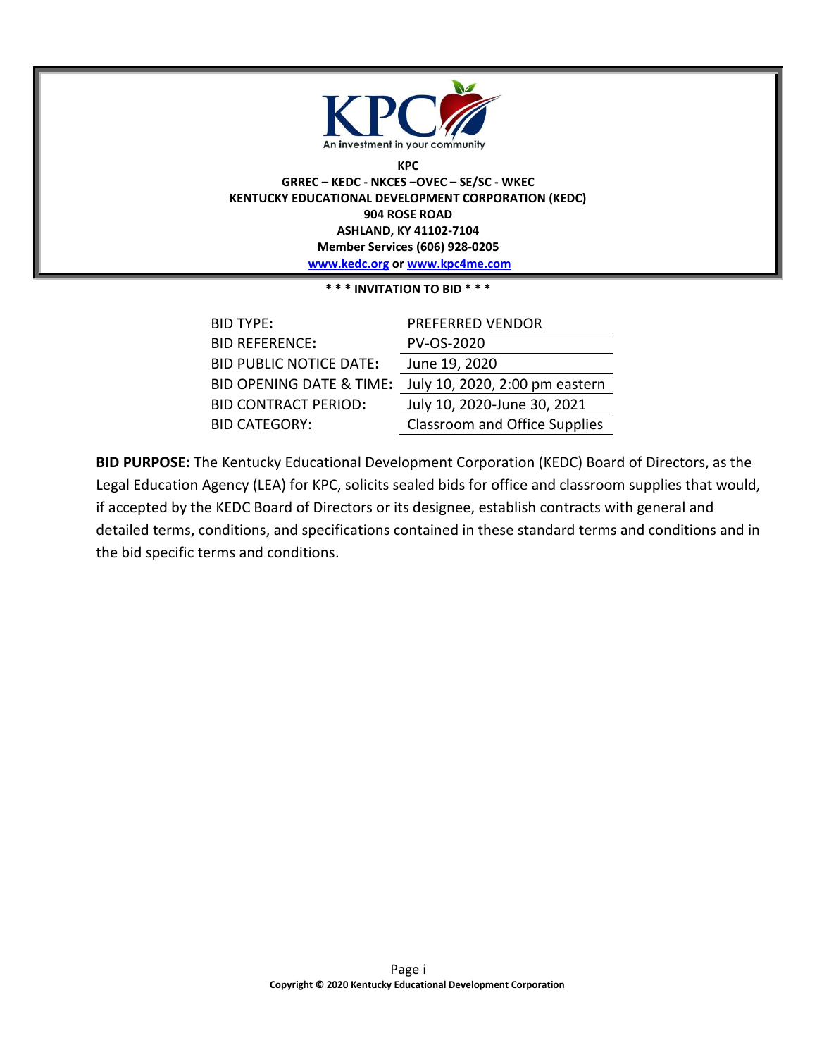KPC

An investment in your community

**KPC**

**GRREC – KEDC - NKCES –OVEC – SE/SC - WKEC**

**KENTUCKY EDUCATIONAL DEVELOPMENT CORPORATION (KEDC)**

**904 ROSE ROAD**

**ASHLAND, KY 41102-7104**

**Member Services (606) 928-0205**

**[www.kedc.org](http://www.kedc.org) or [www.kpc4me.com](http://www.kpc4me.com)**

**\* \* \* INVITATION TO BID \* \* \***

| | |
|---|---|
| BID TYPE: | PREFERRED VENDOR |
| BID REFERENCE: | PV-OS-2020 |
| BID PUBLIC NOTICE DATE: | June 19, 2020 |
| BID OPENING DATE & TIME: | July 10, 2020, 2:00 pm eastern |
| BID CONTRACT PERIOD: | July 10, 2020-June 30, 2021 |
| BID CATEGORY: | Classroom and Office Supplies |

**BID PURPOSE:** The Kentucky Educational Development Corporation (KEDC) Board of Directors, as the Legal Education Agency (LEA) for KPC, solicits sealed bids for office and classroom supplies that would, if accepted by the KEDC Board of Directors or its designee, establish contracts with general and detailed terms, conditions, and specifications contained in these standard terms and conditions and in the bid specific terms and conditions.

**Copyright © 2020 Kentucky Educational Development Corporation**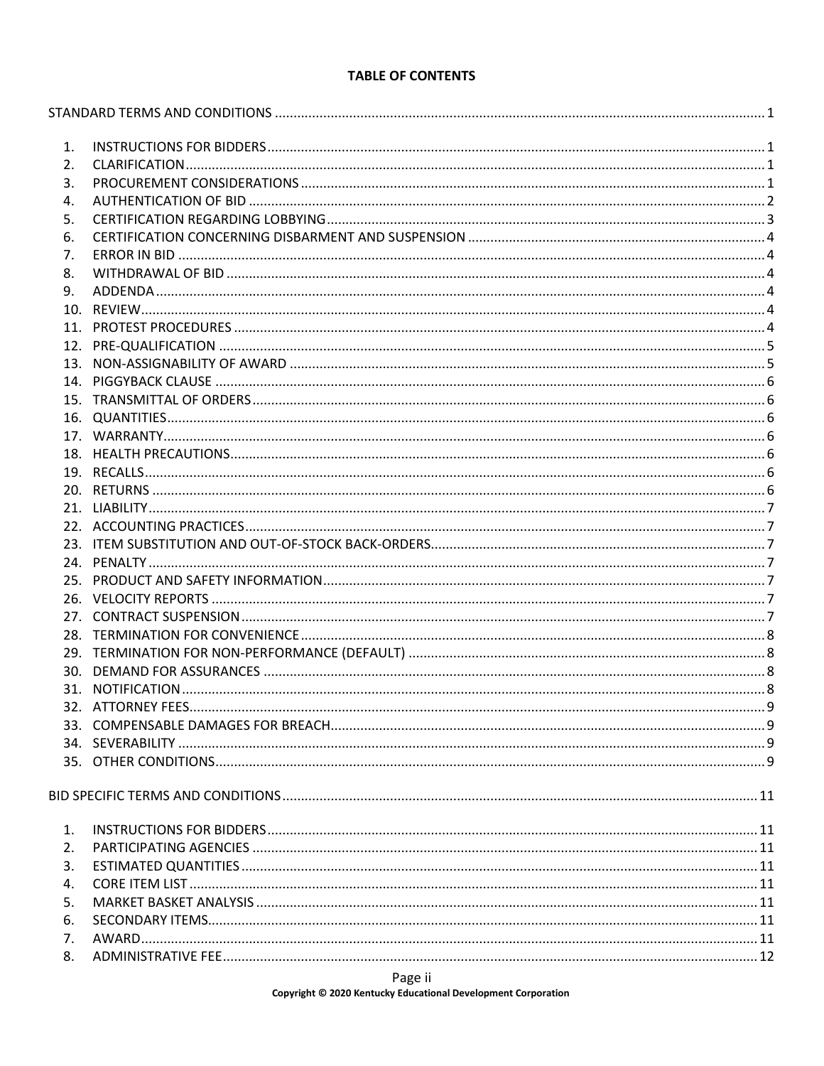# TABLE OF CONTENTS

STANDARD TERMS AND CONDITIONS .......... 1

1. INSTRUCTIONS FOR BIDDERS .......... 1
2. CLARIFICATION .......... 1
3. PROCUREMENT CONSIDERATIONS .......... 1
4. AUTHENTICATION OF BID .......... 2
5. CERTIFICATION REGARDING LOBBYING .......... 3
6. CERTIFICATION CONCERNING DISBARMENT AND SUSPENSION .......... 4
7. ERROR IN BID .......... 4
8. WITHDRAWAL OF BID .......... 4
9. ADDENDA .......... 4
10. REVIEW .......... 4
11. PROTEST PROCEDURES .......... 4
12. PRE-QUALIFICATION .......... 5
13. NON-ASSIGNABILITY OF AWARD .......... 5
14. PIGGYBACK CLAUSE .......... 6
15. TRANSMITTAL OF ORDERS .......... 6
16. QUANTITIES .......... 6
17. WARRANTY .......... 6
18. HEALTH PRECAUTIONS .......... 6
19. RECALLS .......... 6
20. RETURNS .......... 6
21. LIABILITY .......... 7
22. ACCOUNTING PRACTICES .......... 7
23. ITEM SUBSTITUTION AND OUT-OF-STOCK BACK-ORDERS .......... 7
24. PENALTY .......... 7
25. PRODUCT AND SAFETY INFORMATION .......... 7
26. VELOCITY REPORTS .......... 7
27. CONTRACT SUSPENSION .......... 7
28. TERMINATION FOR CONVENIENCE .......... 8
29. TERMINATION FOR NON-PERFORMANCE (DEFAULT) .......... 8
30. DEMAND FOR ASSURANCES .......... 8
31. NOTIFICATION .......... 8
32. ATTORNEY FEES .......... 9
33. COMPENSABLE DAMAGES FOR BREACH .......... 9
34. SEVERABILITY .......... 9
35. OTHER CONDITIONS .......... 9

BID SPECIFIC TERMS AND CONDITIONS .......... 11

1. INSTRUCTIONS FOR BIDDERS .......... 11
2. PARTICIPATING AGENCIES .......... 11
3. ESTIMATED QUANTITIES .......... 11
4. CORE ITEM LIST .......... 11
5. MARKET BASKET ANALYSIS .......... 11
6. SECONDARY ITEMS .......... 11
7. AWARD .......... 11
8. ADMINISTRATIVE FEE .......... 12

Copyright © 2020 Kentucky Educational Development Corporation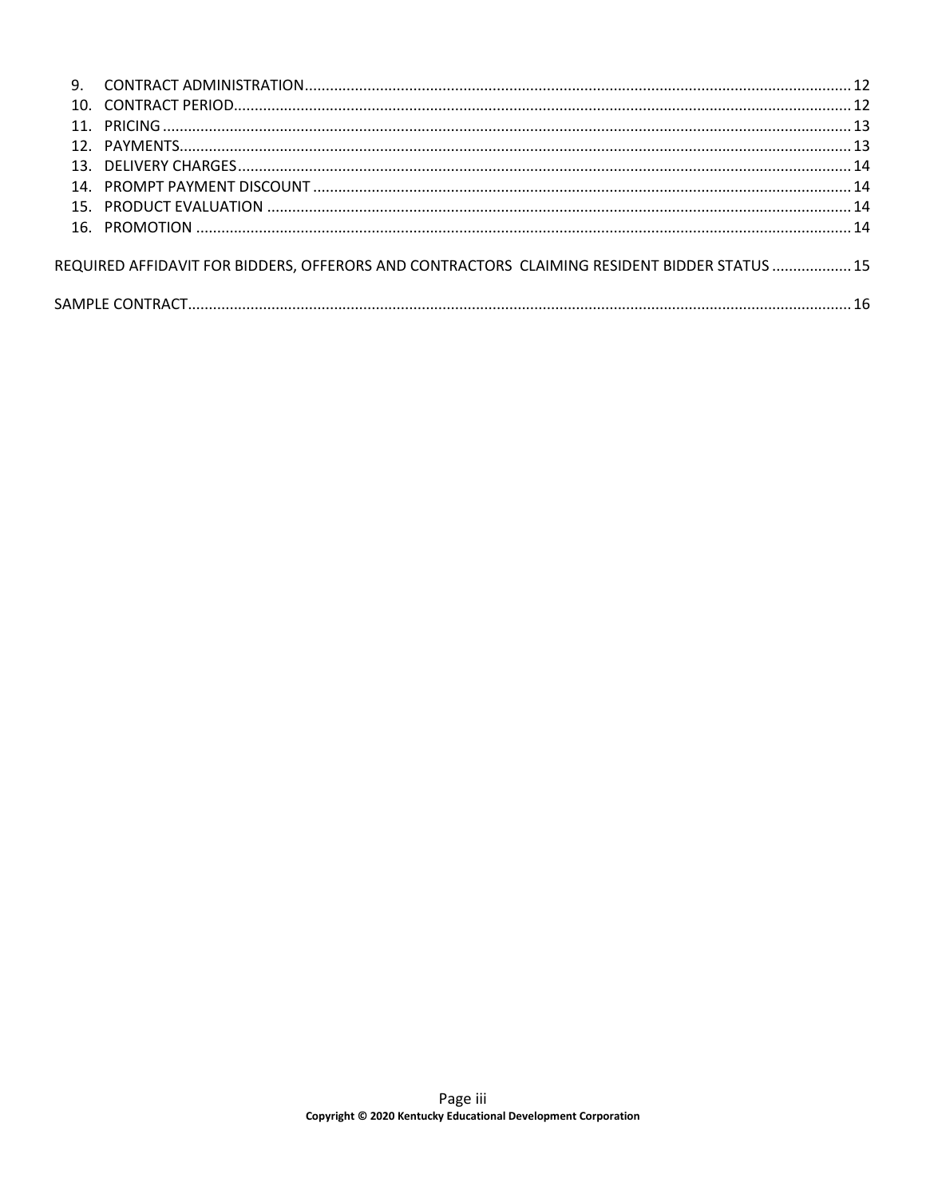9. CONTRACT ADMINISTRATION .......... 12
10. CONTRACT PERIOD .......... 12
11. PRICING .......... 13
12. PAYMENTS .......... 13
13. DELIVERY CHARGES .......... 14
14. PROMPT PAYMENT DISCOUNT .......... 14
15. PRODUCT EVALUATION .......... 14
16. PROMOTION .......... 14

REQUIRED AFFIDAVIT FOR BIDDERS, OFFERORS AND CONTRACTORS CLAIMING RESIDENT BIDDER STATUS .......... 15

SAMPLE CONTRACT .......... 16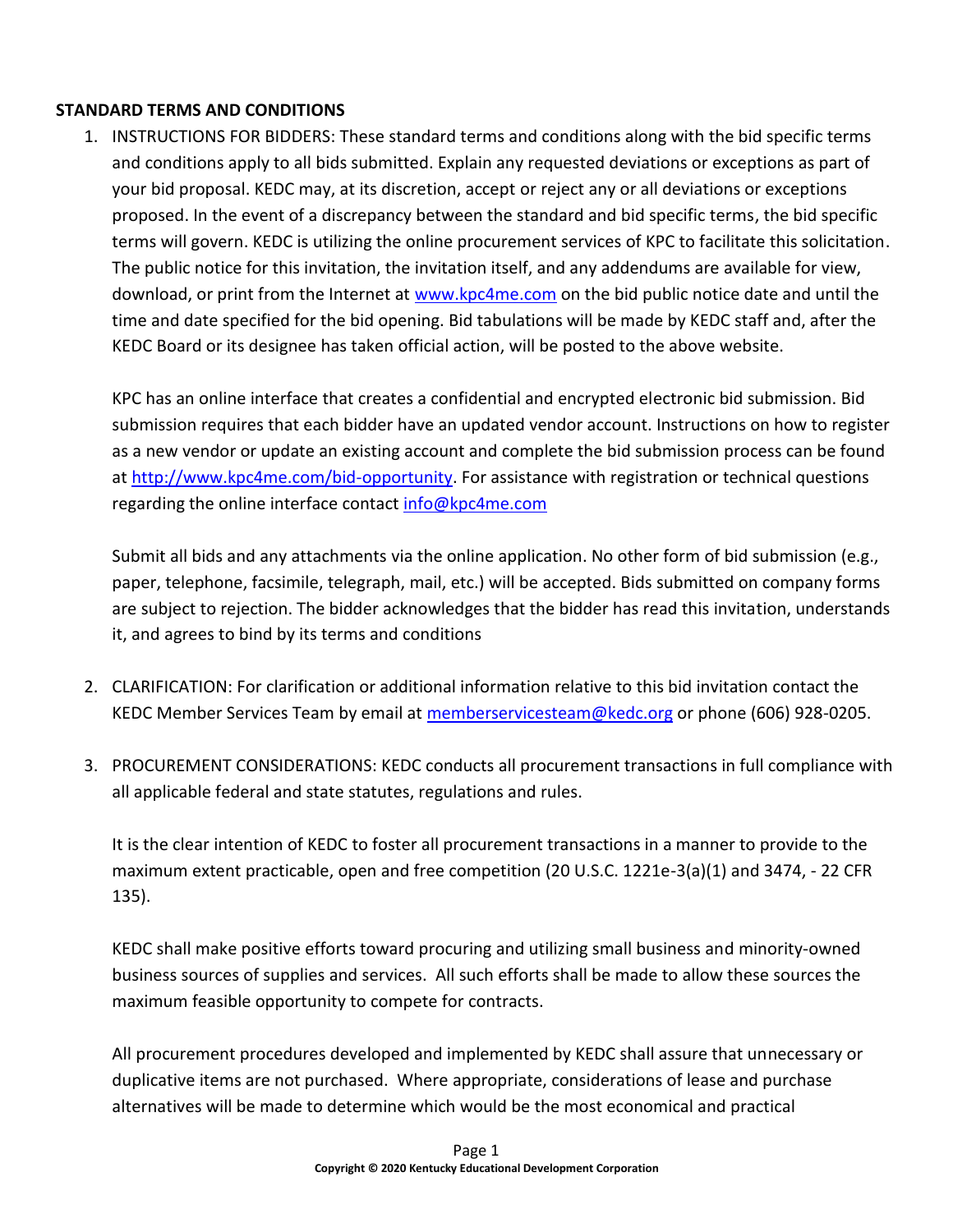**STANDARD TERMS AND CONDITIONS**

1. INSTRUCTIONS FOR BIDDERS: These standard terms and conditions along with the bid specific terms and conditions apply to all bids submitted. Explain any requested deviations or exceptions as part of your bid proposal. KEDC may, at its discretion, accept or reject any or all deviations or exceptions proposed. In the event of a discrepancy between the standard and bid specific terms, the bid specific terms will govern. KEDC is utilizing the online procurement services of KPC to facilitate this solicitation. The public notice for this invitation, the invitation itself, and any addendums are available for view, download, or print from the Internet at [www.kpc4me.com](www.kpc4me.com) on the bid public notice date and until the time and date specified for the bid opening. Bid tabulations will be made by KEDC staff and, after the KEDC Board or its designee has taken official action, will be posted to the above website.

   KPC has an online interface that creates a confidential and encrypted electronic bid submission. Bid submission requires that each bidder have an updated vendor account. Instructions on how to register as a new vendor or update an existing account and complete the bid submission process can be found at [http://www.kpc4me.com/bid-opportunity](http://www.kpc4me.com/bid-opportunity). For assistance with registration or technical questions regarding the online interface contact [info@kpc4me.com](mailto:info@kpc4me.com)

   Submit all bids and any attachments via the online application. No other form of bid submission (e.g., paper, telephone, facsimile, telegraph, mail, etc.) will be accepted. Bids submitted on company forms are subject to rejection. The bidder acknowledges that the bidder has read this invitation, understands it, and agrees to bind by its terms and conditions

2. CLARIFICATION: For clarification or additional information relative to this bid invitation contact the KEDC Member Services Team by email at [memberservicesteam@kedc.org](mailto:memberservicesteam@kedc.org) or phone (606) 928-0205.

3. PROCUREMENT CONSIDERATIONS: KEDC conducts all procurement transactions in full compliance with all applicable federal and state statutes, regulations and rules.

   It is the clear intention of KEDC to foster all procurement transactions in a manner to provide to the maximum extent practicable, open and free competition (20 U.S.C. 1221e-3(a)(1) and 3474, - 22 CFR 135).

   KEDC shall make positive efforts toward procuring and utilizing small business and minority-owned business sources of supplies and services. All such efforts shall be made to allow these sources the maximum feasible opportunity to compete for contracts.

   All procurement procedures developed and implemented by KEDC shall assure that unnecessary or duplicative items are not purchased. Where appropriate, considerations of lease and purchase alternatives will be made to determine which would be the most economical and practical

Copyright © 2020 Kentucky Educational Development Corporation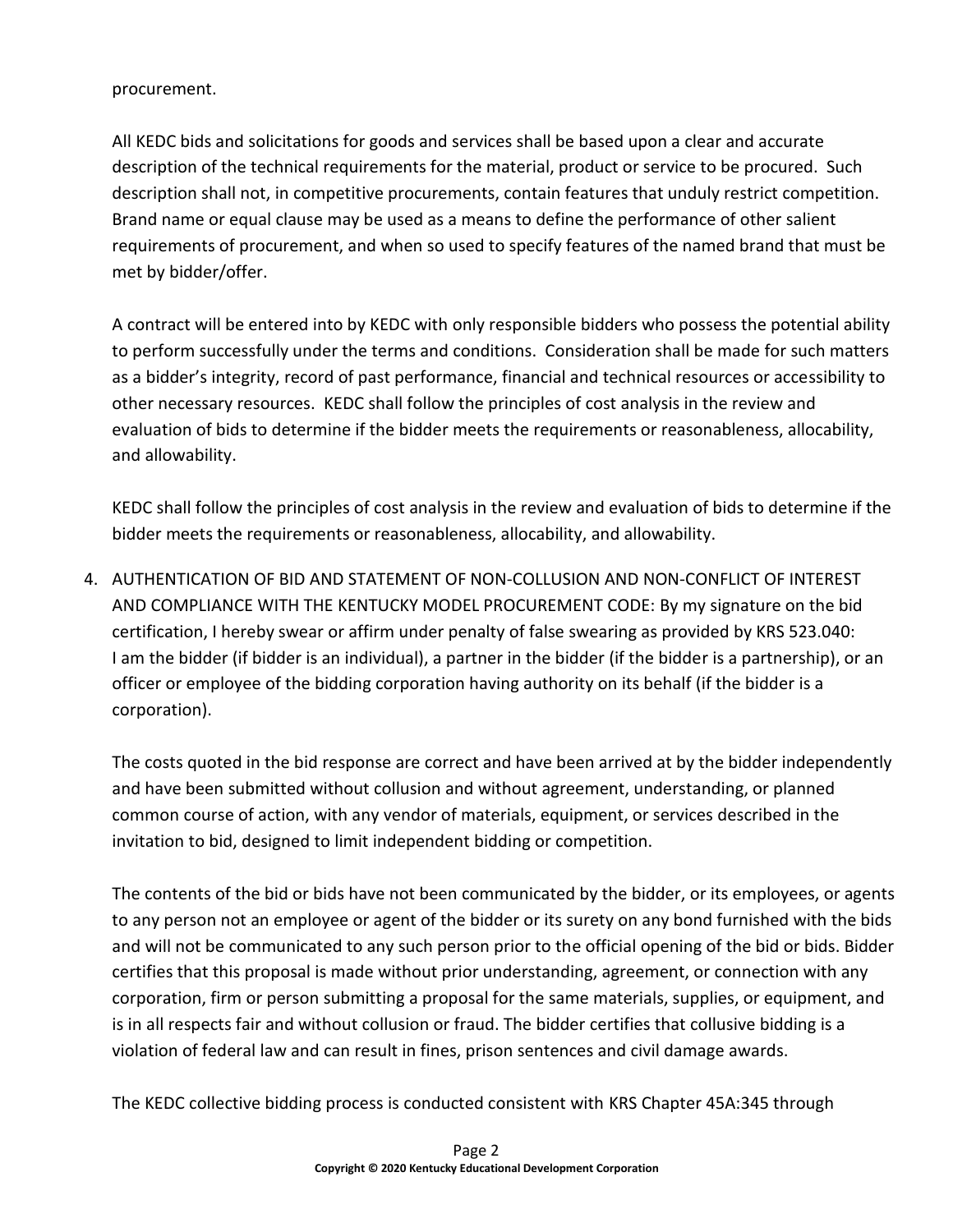procurement.

All KEDC bids and solicitations for goods and services shall be based upon a clear and accurate description of the technical requirements for the material, product or service to be procured. Such description shall not, in competitive procurements, contain features that unduly restrict competition. Brand name or equal clause may be used as a means to define the performance of other salient requirements of procurement, and when so used to specify features of the named brand that must be met by bidder/offer.

A contract will be entered into by KEDC with only responsible bidders who possess the potential ability to perform successfully under the terms and conditions. Consideration shall be made for such matters as a bidder's integrity, record of past performance, financial and technical resources or accessibility to other necessary resources. KEDC shall follow the principles of cost analysis in the review and evaluation of bids to determine if the bidder meets the requirements or reasonableness, allocability, and allowability.

KEDC shall follow the principles of cost analysis in the review and evaluation of bids to determine if the bidder meets the requirements or reasonableness, allocability, and allowability.

4. AUTHENTICATION OF BID AND STATEMENT OF NON-COLLUSION AND NON-CONFLICT OF INTEREST AND COMPLIANCE WITH THE KENTUCKY MODEL PROCUREMENT CODE: By my signature on the bid certification, I hereby swear or affirm under penalty of false swearing as provided by KRS 523.040: I am the bidder (if bidder is an individual), a partner in the bidder (if the bidder is a partnership), or an officer or employee of the bidding corporation having authority on its behalf (if the bidder is a corporation).

   The costs quoted in the bid response are correct and have been arrived at by the bidder independently and have been submitted without collusion and without agreement, understanding, or planned common course of action, with any vendor of materials, equipment, or services described in the invitation to bid, designed to limit independent bidding or competition.

   The contents of the bid or bids have not been communicated by the bidder, or its employees, or agents to any person not an employee or agent of the bidder or its surety on any bond furnished with the bids and will not be communicated to any such person prior to the official opening of the bid or bids. Bidder certifies that this proposal is made without prior understanding, agreement, or connection with any corporation, firm or person submitting a proposal for the same materials, supplies, or equipment, and is in all respects fair and without collusion or fraud. The bidder certifies that collusive bidding is a violation of federal law and can result in fines, prison sentences and civil damage awards.

   The KEDC collective bidding process is conducted consistent with KRS Chapter 45A:345 through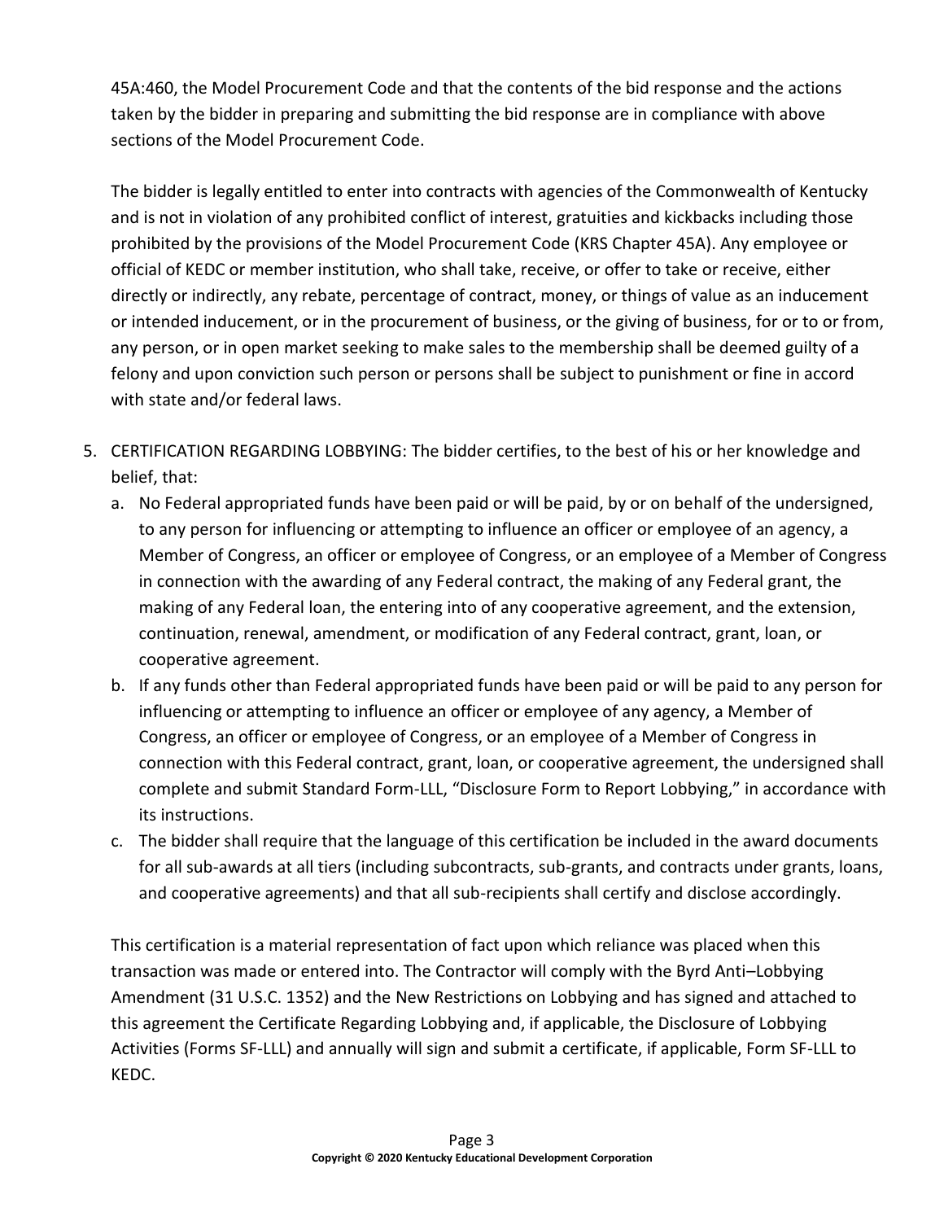45A:460, the Model Procurement Code and that the contents of the bid response and the actions taken by the bidder in preparing and submitting the bid response are in compliance with above sections of the Model Procurement Code.

The bidder is legally entitled to enter into contracts with agencies of the Commonwealth of Kentucky and is not in violation of any prohibited conflict of interest, gratuities and kickbacks including those prohibited by the provisions of the Model Procurement Code (KRS Chapter 45A). Any employee or official of KEDC or member institution, who shall take, receive, or offer to take or receive, either directly or indirectly, any rebate, percentage of contract, money, or things of value as an inducement or intended inducement, or in the procurement of business, or the giving of business, for or to or from, any person, or in open market seeking to make sales to the membership shall be deemed guilty of a felony and upon conviction such person or persons shall be subject to punishment or fine in accord with state and/or federal laws.

5. CERTIFICATION REGARDING LOBBYING: The bidder certifies, to the best of his or her knowledge and belief, that:
   a. No Federal appropriated funds have been paid or will be paid, by or on behalf of the undersigned, to any person for influencing or attempting to influence an officer or employee of an agency, a Member of Congress, an officer or employee of Congress, or an employee of a Member of Congress in connection with the awarding of any Federal contract, the making of any Federal grant, the making of any Federal loan, the entering into of any cooperative agreement, and the extension, continuation, renewal, amendment, or modification of any Federal contract, grant, loan, or cooperative agreement.
   b. If any funds other than Federal appropriated funds have been paid or will be paid to any person for influencing or attempting to influence an officer or employee of any agency, a Member of Congress, an officer or employee of Congress, or an employee of a Member of Congress in connection with this Federal contract, grant, loan, or cooperative agreement, the undersigned shall complete and submit Standard Form-LLL, "Disclosure Form to Report Lobbying," in accordance with its instructions.
   c. The bidder shall require that the language of this certification be included in the award documents for all sub-awards at all tiers (including subcontracts, sub-grants, and contracts under grants, loans, and cooperative agreements) and that all sub-recipients shall certify and disclose accordingly.

   This certification is a material representation of fact upon which reliance was placed when this transaction was made or entered into. The Contractor will comply with the Byrd Anti–Lobbying Amendment (31 U.S.C. 1352) and the New Restrictions on Lobbying and has signed and attached to this agreement the Certificate Regarding Lobbying and, if applicable, the Disclosure of Lobbying Activities (Forms SF-LLL) and annually will sign and submit a certificate, if applicable, Form SF-LLL to KEDC.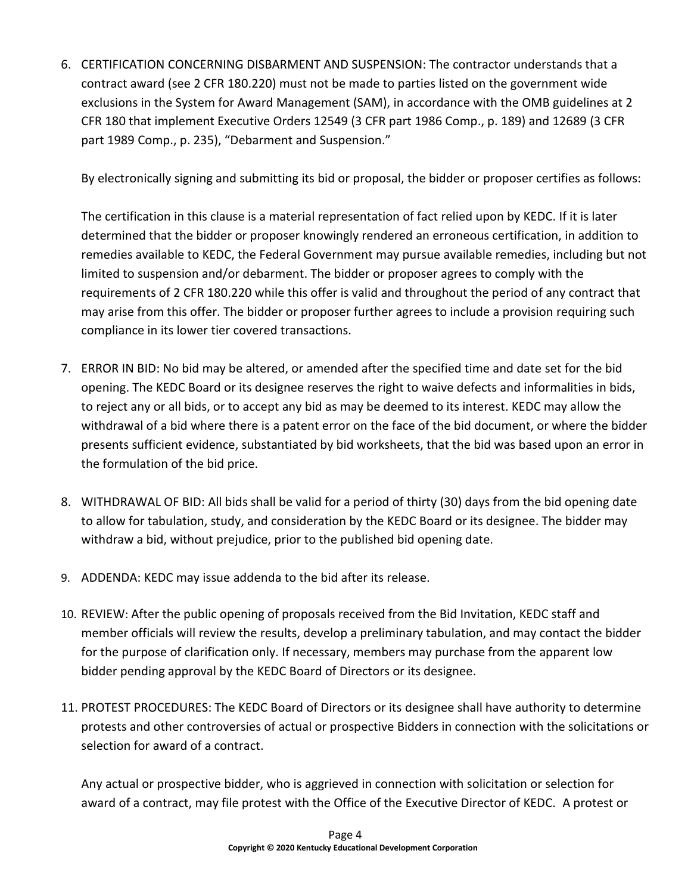6. CERTIFICATION CONCERNING DISBARMENT AND SUSPENSION: The contractor understands that a contract award (see 2 CFR 180.220) must not be made to parties listed on the government wide exclusions in the System for Award Management (SAM), in accordance with the OMB guidelines at 2 CFR 180 that implement Executive Orders 12549 (3 CFR part 1986 Comp., p. 189) and 12689 (3 CFR part 1989 Comp., p. 235), "Debarment and Suspension."

   By electronically signing and submitting its bid or proposal, the bidder or proposer certifies as follows:

   The certification in this clause is a material representation of fact relied upon by KEDC. If it is later determined that the bidder or proposer knowingly rendered an erroneous certification, in addition to remedies available to KEDC, the Federal Government may pursue available remedies, including but not limited to suspension and/or debarment. The bidder or proposer agrees to comply with the requirements of 2 CFR 180.220 while this offer is valid and throughout the period of any contract that may arise from this offer. The bidder or proposer further agrees to include a provision requiring such compliance in its lower tier covered transactions.

7. ERROR IN BID: No bid may be altered, or amended after the specified time and date set for the bid opening. The KEDC Board or its designee reserves the right to waive defects and informalities in bids, to reject any or all bids, or to accept any bid as may be deemed to its interest. KEDC may allow the withdrawal of a bid where there is a patent error on the face of the bid document, or where the bidder presents sufficient evidence, substantiated by bid worksheets, that the bid was based upon an error in the formulation of the bid price.

8. WITHDRAWAL OF BID: All bids shall be valid for a period of thirty (30) days from the bid opening date to allow for tabulation, study, and consideration by the KEDC Board or its designee. The bidder may withdraw a bid, without prejudice, prior to the published bid opening date.

9. ADDENDA: KEDC may issue addenda to the bid after its release.

10. REVIEW: After the public opening of proposals received from the Bid Invitation, KEDC staff and member officials will review the results, develop a preliminary tabulation, and may contact the bidder for the purpose of clarification only. If necessary, members may purchase from the apparent low bidder pending approval by the KEDC Board of Directors or its designee.

11. PROTEST PROCEDURES: The KEDC Board of Directors or its designee shall have authority to determine protests and other controversies of actual or prospective Bidders in connection with the solicitations or selection for award of a contract.

    Any actual or prospective bidder, who is aggrieved in connection with solicitation or selection for award of a contract, may file protest with the Office of the Executive Director of KEDC. A protest or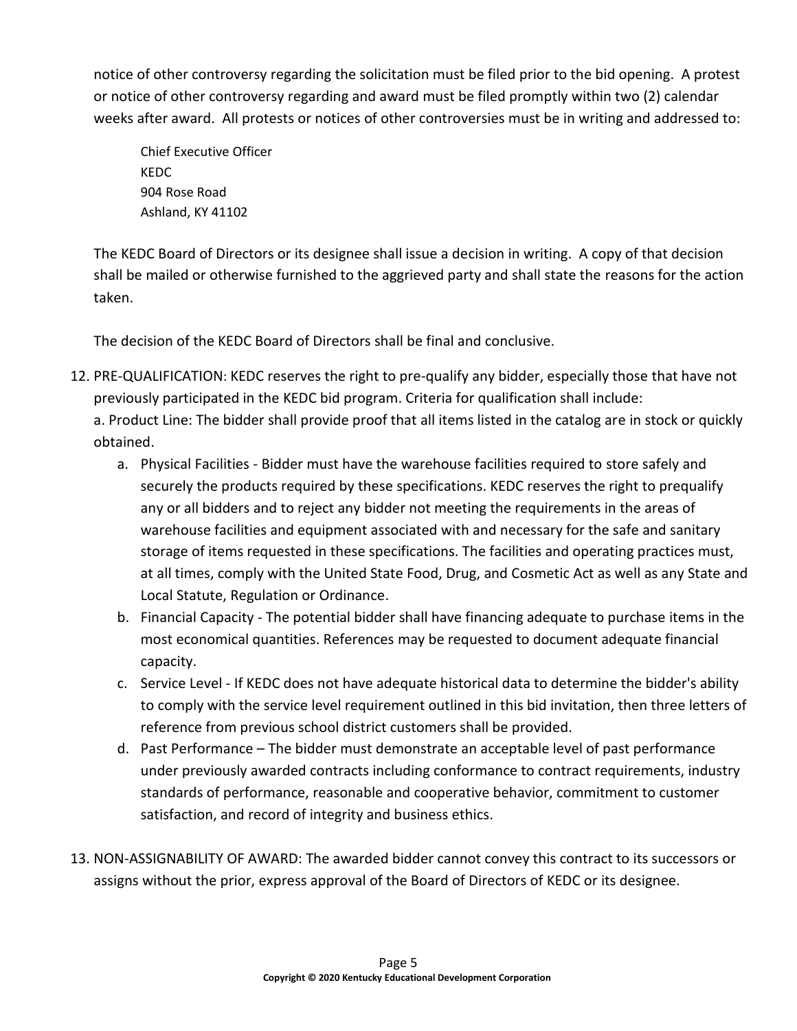notice of other controversy regarding the solicitation must be filed prior to the bid opening. A protest or notice of other controversy regarding and award must be filed promptly within two (2) calendar weeks after award. All protests or notices of other controversies must be in writing and addressed to:

> Chief Executive Officer
> KEDC
> 904 Rose Road
> Ashland, KY 41102

The KEDC Board of Directors or its designee shall issue a decision in writing. A copy of that decision shall be mailed or otherwise furnished to the aggrieved party and shall state the reasons for the action taken.

The decision of the KEDC Board of Directors shall be final and conclusive.

12. PRE-QUALIFICATION: KEDC reserves the right to pre-qualify any bidder, especially those that have not previously participated in the KEDC bid program. Criteria for qualification shall include:
    a. Product Line: The bidder shall provide proof that all items listed in the catalog are in stock or quickly obtained.
    a. Physical Facilities - Bidder must have the warehouse facilities required to store safely and securely the products required by these specifications. KEDC reserves the right to prequalify any or all bidders and to reject any bidder not meeting the requirements in the areas of warehouse facilities and equipment associated with and necessary for the safe and sanitary storage of items requested in these specifications. The facilities and operating practices must, at all times, comply with the United State Food, Drug, and Cosmetic Act as well as any State and Local Statute, Regulation or Ordinance.
    b. Financial Capacity - The potential bidder shall have financing adequate to purchase items in the most economical quantities. References may be requested to document adequate financial capacity.
    c. Service Level - If KEDC does not have adequate historical data to determine the bidder's ability to comply with the service level requirement outlined in this bid invitation, then three letters of reference from previous school district customers shall be provided.
    d. Past Performance – The bidder must demonstrate an acceptable level of past performance under previously awarded contracts including conformance to contract requirements, industry standards of performance, reasonable and cooperative behavior, commitment to customer satisfaction, and record of integrity and business ethics.

13. NON-ASSIGNABILITY OF AWARD: The awarded bidder cannot convey this contract to its successors or assigns without the prior, express approval of the Board of Directors of KEDC or its designee.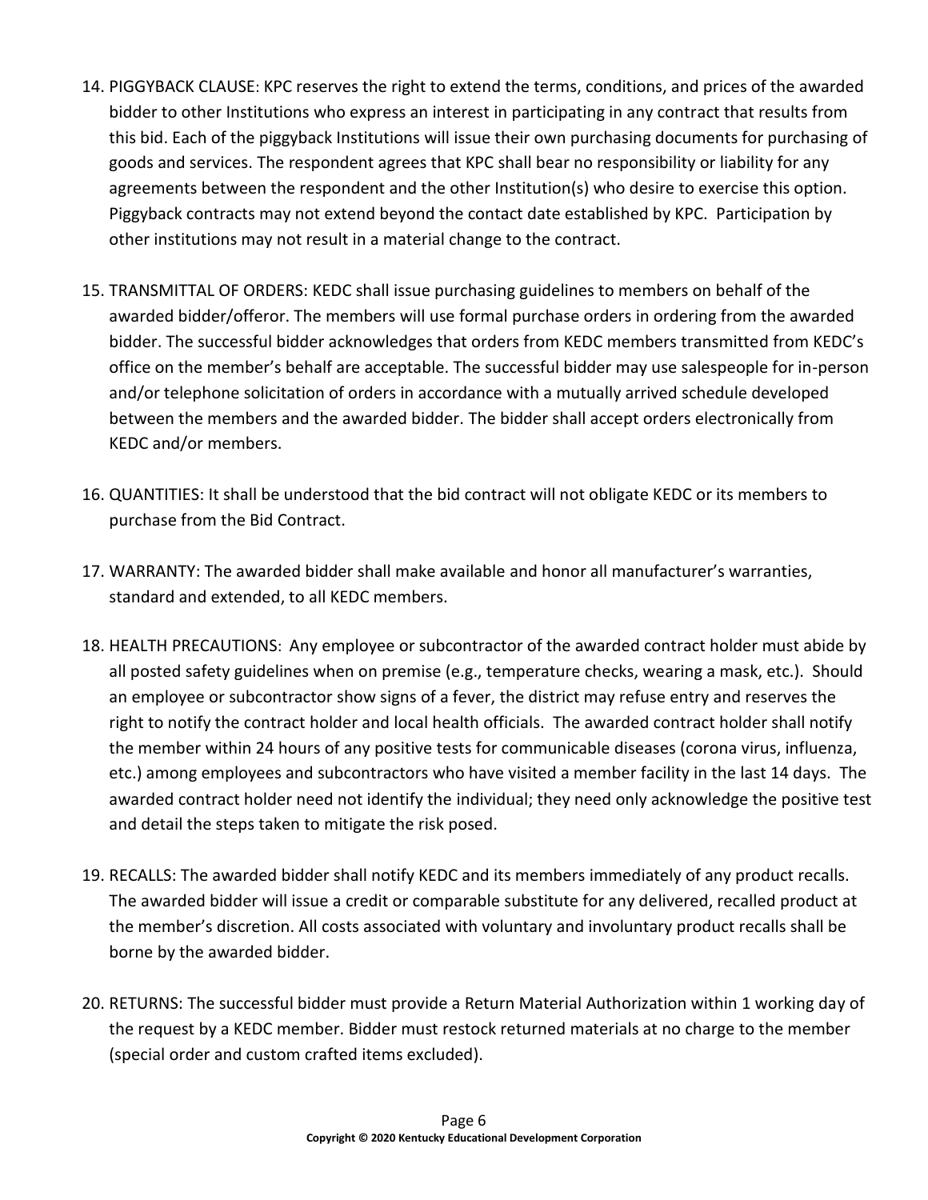14. PIGGYBACK CLAUSE: KPC reserves the right to extend the terms, conditions, and prices of the awarded bidder to other Institutions who express an interest in participating in any contract that results from this bid. Each of the piggyback Institutions will issue their own purchasing documents for purchasing of goods and services. The respondent agrees that KPC shall bear no responsibility or liability for any agreements between the respondent and the other Institution(s) who desire to exercise this option. Piggyback contracts may not extend beyond the contact date established by KPC. Participation by other institutions may not result in a material change to the contract.

15. TRANSMITTAL OF ORDERS: KEDC shall issue purchasing guidelines to members on behalf of the awarded bidder/offeror. The members will use formal purchase orders in ordering from the awarded bidder. The successful bidder acknowledges that orders from KEDC members transmitted from KEDC's office on the member's behalf are acceptable. The successful bidder may use salespeople for in-person and/or telephone solicitation of orders in accordance with a mutually arrived schedule developed between the members and the awarded bidder. The bidder shall accept orders electronically from KEDC and/or members.

16. QUANTITIES: It shall be understood that the bid contract will not obligate KEDC or its members to purchase from the Bid Contract.

17. WARRANTY: The awarded bidder shall make available and honor all manufacturer's warranties, standard and extended, to all KEDC members.

18. HEALTH PRECAUTIONS: Any employee or subcontractor of the awarded contract holder must abide by all posted safety guidelines when on premise (e.g., temperature checks, wearing a mask, etc.). Should an employee or subcontractor show signs of a fever, the district may refuse entry and reserves the right to notify the contract holder and local health officials. The awarded contract holder shall notify the member within 24 hours of any positive tests for communicable diseases (corona virus, influenza, etc.) among employees and subcontractors who have visited a member facility in the last 14 days. The awarded contract holder need not identify the individual; they need only acknowledge the positive test and detail the steps taken to mitigate the risk posed.

19. RECALLS: The awarded bidder shall notify KEDC and its members immediately of any product recalls. The awarded bidder will issue a credit or comparable substitute for any delivered, recalled product at the member's discretion. All costs associated with voluntary and involuntary product recalls shall be borne by the awarded bidder.

20. RETURNS: The successful bidder must provide a Return Material Authorization within 1 working day of the request by a KEDC member. Bidder must restock returned materials at no charge to the member (special order and custom crafted items excluded).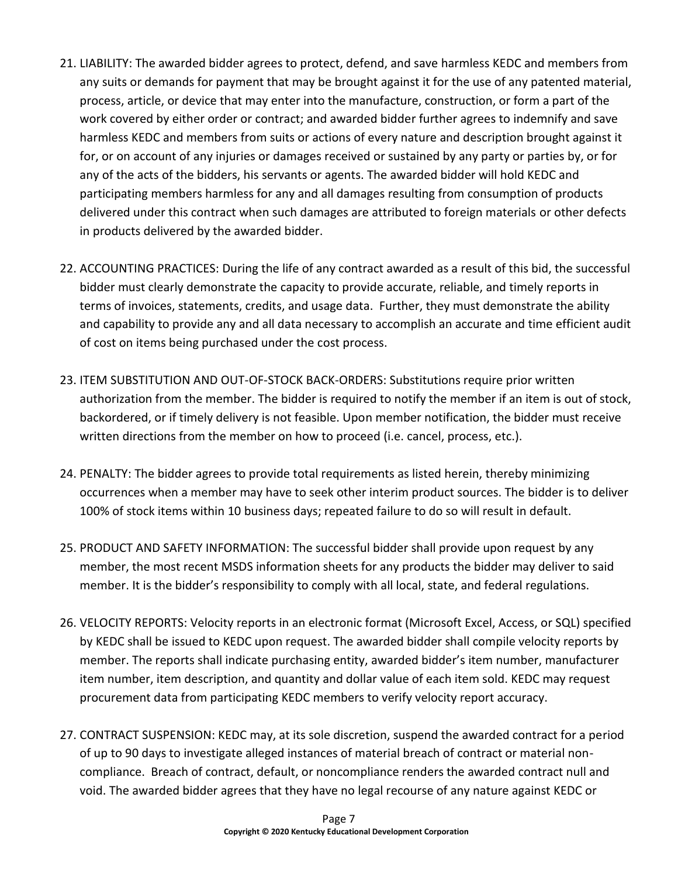21. LIABILITY: The awarded bidder agrees to protect, defend, and save harmless KEDC and members from any suits or demands for payment that may be brought against it for the use of any patented material, process, article, or device that may enter into the manufacture, construction, or form a part of the work covered by either order or contract; and awarded bidder further agrees to indemnify and save harmless KEDC and members from suits or actions of every nature and description brought against it for, or on account of any injuries or damages received or sustained by any party or parties by, or for any of the acts of the bidders, his servants or agents. The awarded bidder will hold KEDC and participating members harmless for any and all damages resulting from consumption of products delivered under this contract when such damages are attributed to foreign materials or other defects in products delivered by the awarded bidder.

22. ACCOUNTING PRACTICES: During the life of any contract awarded as a result of this bid, the successful bidder must clearly demonstrate the capacity to provide accurate, reliable, and timely reports in terms of invoices, statements, credits, and usage data. Further, they must demonstrate the ability and capability to provide any and all data necessary to accomplish an accurate and time efficient audit of cost on items being purchased under the cost process.

23. ITEM SUBSTITUTION AND OUT-OF-STOCK BACK-ORDERS: Substitutions require prior written authorization from the member. The bidder is required to notify the member if an item is out of stock, backordered, or if timely delivery is not feasible. Upon member notification, the bidder must receive written directions from the member on how to proceed (i.e. cancel, process, etc.).

24. PENALTY: The bidder agrees to provide total requirements as listed herein, thereby minimizing occurrences when a member may have to seek other interim product sources. The bidder is to deliver 100% of stock items within 10 business days; repeated failure to do so will result in default.

25. PRODUCT AND SAFETY INFORMATION: The successful bidder shall provide upon request by any member, the most recent MSDS information sheets for any products the bidder may deliver to said member. It is the bidder's responsibility to comply with all local, state, and federal regulations.

26. VELOCITY REPORTS: Velocity reports in an electronic format (Microsoft Excel, Access, or SQL) specified by KEDC shall be issued to KEDC upon request. The awarded bidder shall compile velocity reports by member. The reports shall indicate purchasing entity, awarded bidder's item number, manufacturer item number, item description, and quantity and dollar value of each item sold. KEDC may request procurement data from participating KEDC members to verify velocity report accuracy.

27. CONTRACT SUSPENSION: KEDC may, at its sole discretion, suspend the awarded contract for a period of up to 90 days to investigate alleged instances of material breach of contract or material non-compliance. Breach of contract, default, or noncompliance renders the awarded contract null and void. The awarded bidder agrees that they have no legal recourse of any nature against KEDC or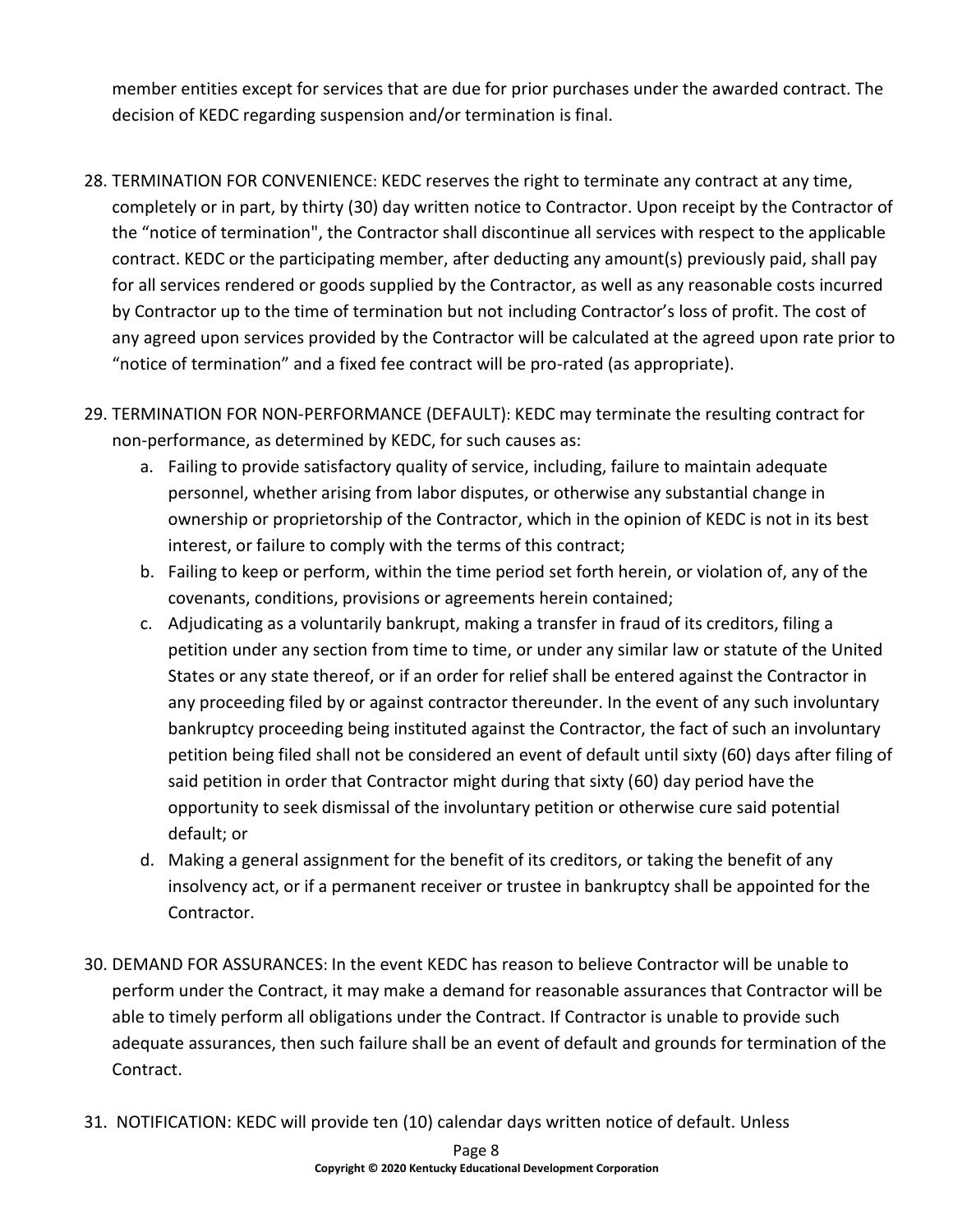member entities except for services that are due for prior purchases under the awarded contract. The decision of KEDC regarding suspension and/or termination is final.

28. TERMINATION FOR CONVENIENCE: KEDC reserves the right to terminate any contract at any time, completely or in part, by thirty (30) day written notice to Contractor. Upon receipt by the Contractor of the "notice of termination", the Contractor shall discontinue all services with respect to the applicable contract. KEDC or the participating member, after deducting any amount(s) previously paid, shall pay for all services rendered or goods supplied by the Contractor, as well as any reasonable costs incurred by Contractor up to the time of termination but not including Contractor's loss of profit. The cost of any agreed upon services provided by the Contractor will be calculated at the agreed upon rate prior to "notice of termination" and a fixed fee contract will be pro-rated (as appropriate).

29. TERMINATION FOR NON-PERFORMANCE (DEFAULT): KEDC may terminate the resulting contract for non-performance, as determined by KEDC, for such causes as:
    a. Failing to provide satisfactory quality of service, including, failure to maintain adequate personnel, whether arising from labor disputes, or otherwise any substantial change in ownership or proprietorship of the Contractor, which in the opinion of KEDC is not in its best interest, or failure to comply with the terms of this contract;
    b. Failing to keep or perform, within the time period set forth herein, or violation of, any of the covenants, conditions, provisions or agreements herein contained;
    c. Adjudicating as a voluntarily bankrupt, making a transfer in fraud of its creditors, filing a petition under any section from time to time, or under any similar law or statute of the United States or any state thereof, or if an order for relief shall be entered against the Contractor in any proceeding filed by or against contractor thereunder. In the event of any such involuntary bankruptcy proceeding being instituted against the Contractor, the fact of such an involuntary petition being filed shall not be considered an event of default until sixty (60) days after filing of said petition in order that Contractor might during that sixty (60) day period have the opportunity to seek dismissal of the involuntary petition or otherwise cure said potential default; or
    d. Making a general assignment for the benefit of its creditors, or taking the benefit of any insolvency act, or if a permanent receiver or trustee in bankruptcy shall be appointed for the Contractor.

30. DEMAND FOR ASSURANCES: In the event KEDC has reason to believe Contractor will be unable to perform under the Contract, it may make a demand for reasonable assurances that Contractor will be able to timely perform all obligations under the Contract. If Contractor is unable to provide such adequate assurances, then such failure shall be an event of default and grounds for termination of the Contract.

31. NOTIFICATION: KEDC will provide ten (10) calendar days written notice of default. Unless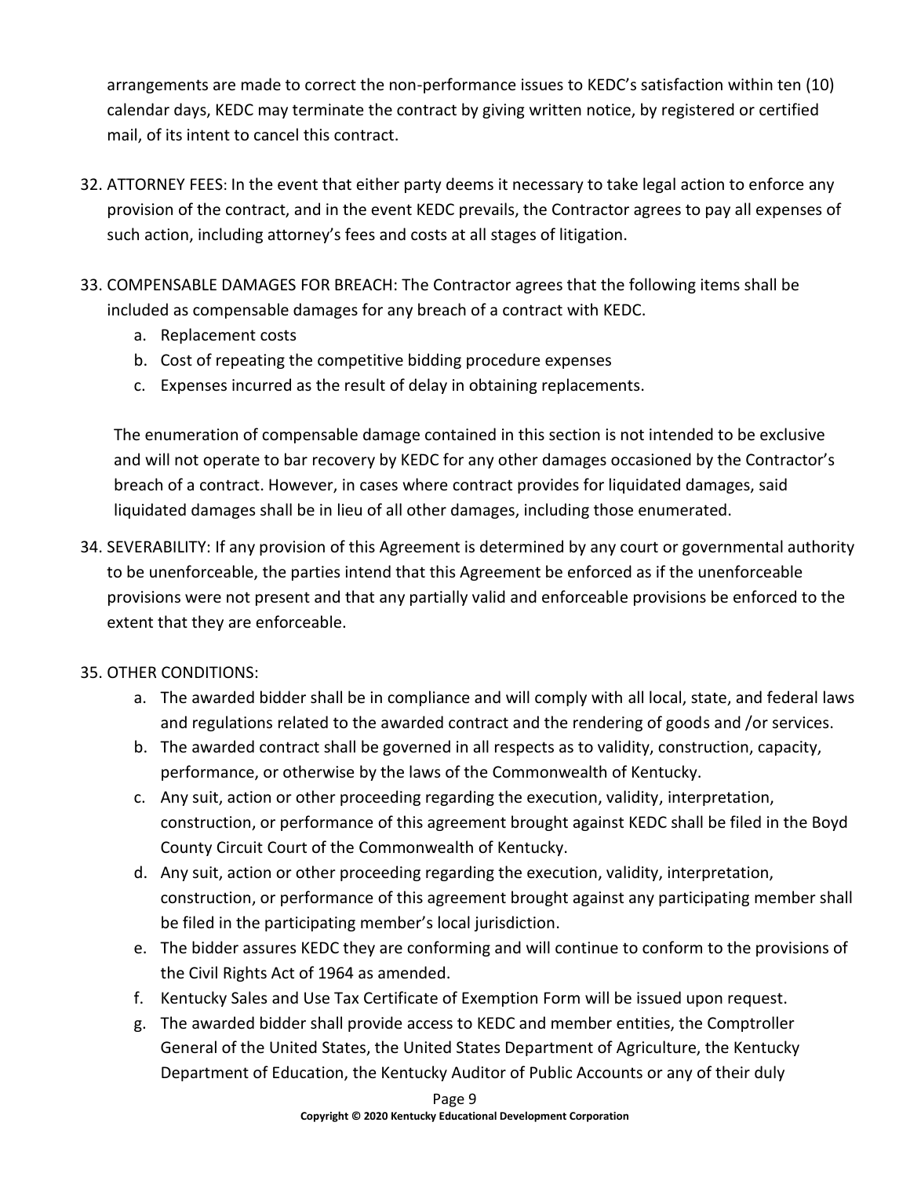arrangements are made to correct the non-performance issues to KEDC's satisfaction within ten (10) calendar days, KEDC may terminate the contract by giving written notice, by registered or certified mail, of its intent to cancel this contract.

32. ATTORNEY FEES: In the event that either party deems it necessary to take legal action to enforce any provision of the contract, and in the event KEDC prevails, the Contractor agrees to pay all expenses of such action, including attorney's fees and costs at all stages of litigation.

33. COMPENSABLE DAMAGES FOR BREACH: The Contractor agrees that the following items shall be included as compensable damages for any breach of a contract with KEDC.
    a. Replacement costs
    b. Cost of repeating the competitive bidding procedure expenses
    c. Expenses incurred as the result of delay in obtaining replacements.

    The enumeration of compensable damage contained in this section is not intended to be exclusive and will not operate to bar recovery by KEDC for any other damages occasioned by the Contractor's breach of a contract. However, in cases where contract provides for liquidated damages, said liquidated damages shall be in lieu of all other damages, including those enumerated.

34. SEVERABILITY: If any provision of this Agreement is determined by any court or governmental authority to be unenforceable, the parties intend that this Agreement be enforced as if the unenforceable provisions were not present and that any partially valid and enforceable provisions be enforced to the extent that they are enforceable.

35. OTHER CONDITIONS:
    a. The awarded bidder shall be in compliance and will comply with all local, state, and federal laws and regulations related to the awarded contract and the rendering of goods and /or services.
    b. The awarded contract shall be governed in all respects as to validity, construction, capacity, performance, or otherwise by the laws of the Commonwealth of Kentucky.
    c. Any suit, action or other proceeding regarding the execution, validity, interpretation, construction, or performance of this agreement brought against KEDC shall be filed in the Boyd County Circuit Court of the Commonwealth of Kentucky.
    d. Any suit, action or other proceeding regarding the execution, validity, interpretation, construction, or performance of this agreement brought against any participating member shall be filed in the participating member's local jurisdiction.
    e. The bidder assures KEDC they are conforming and will continue to conform to the provisions of the Civil Rights Act of 1964 as amended.
    f. Kentucky Sales and Use Tax Certificate of Exemption Form will be issued upon request.
    g. The awarded bidder shall provide access to KEDC and member entities, the Comptroller General of the United States, the United States Department of Agriculture, the Kentucky Department of Education, the Kentucky Auditor of Public Accounts or any of their duly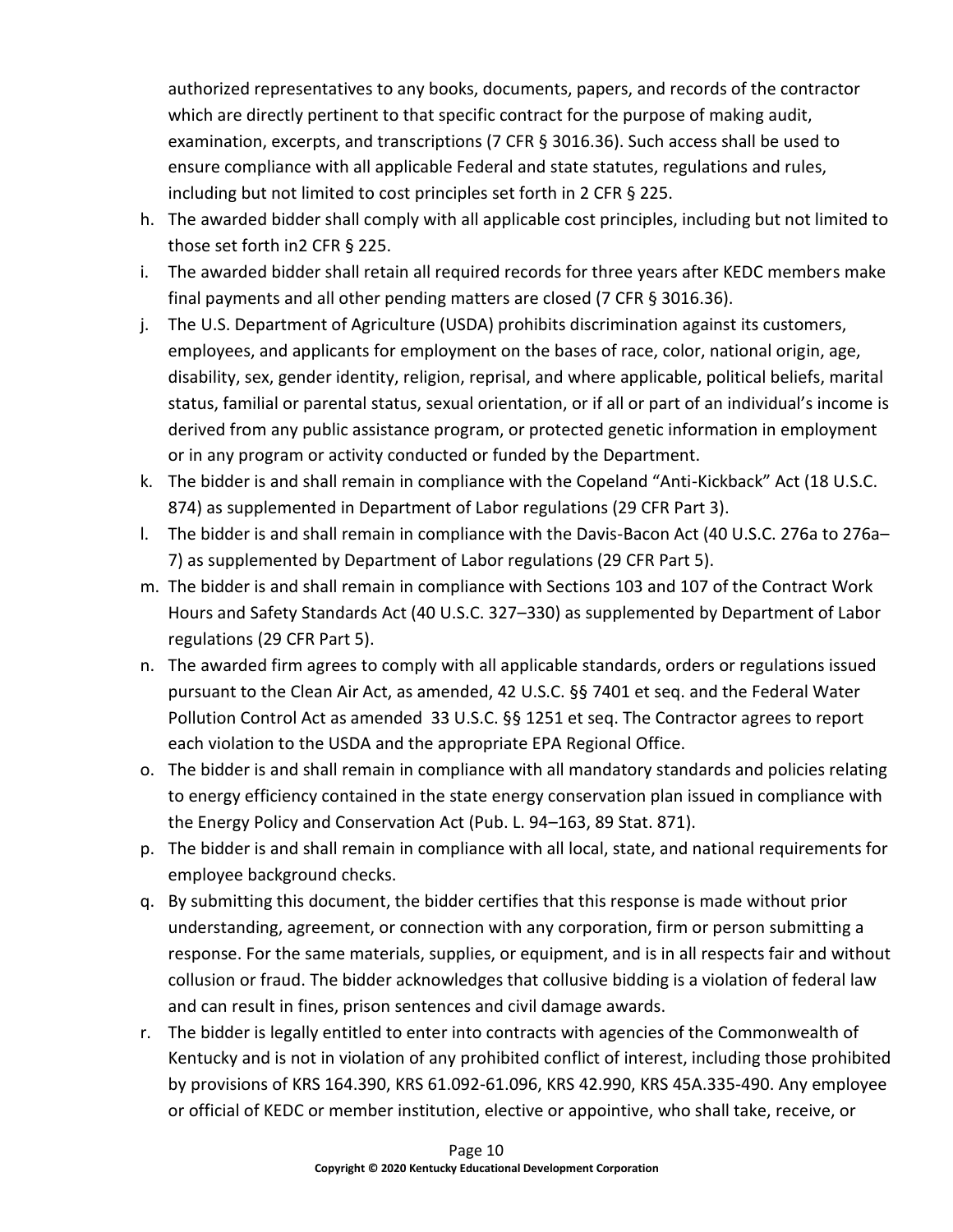authorized representatives to any books, documents, papers, and records of the contractor which are directly pertinent to that specific contract for the purpose of making audit, examination, excerpts, and transcriptions (7 CFR § 3016.36). Such access shall be used to ensure compliance with all applicable Federal and state statutes, regulations and rules, including but not limited to cost principles set forth in 2 CFR § 225.

h. The awarded bidder shall comply with all applicable cost principles, including but not limited to those set forth in2 CFR § 225.
i. The awarded bidder shall retain all required records for three years after KEDC members make final payments and all other pending matters are closed (7 CFR § 3016.36).
j. The U.S. Department of Agriculture (USDA) prohibits discrimination against its customers, employees, and applicants for employment on the bases of race, color, national origin, age, disability, sex, gender identity, religion, reprisal, and where applicable, political beliefs, marital status, familial or parental status, sexual orientation, or if all or part of an individual's income is derived from any public assistance program, or protected genetic information in employment or in any program or activity conducted or funded by the Department.
k. The bidder is and shall remain in compliance with the Copeland "Anti-Kickback" Act (18 U.S.C. 874) as supplemented in Department of Labor regulations (29 CFR Part 3).
l. The bidder is and shall remain in compliance with the Davis-Bacon Act (40 U.S.C. 276a to 276a–7) as supplemented by Department of Labor regulations (29 CFR Part 5).
m. The bidder is and shall remain in compliance with Sections 103 and 107 of the Contract Work Hours and Safety Standards Act (40 U.S.C. 327–330) as supplemented by Department of Labor regulations (29 CFR Part 5).
n. The awarded firm agrees to comply with all applicable standards, orders or regulations issued pursuant to the Clean Air Act, as amended, 42 U.S.C. §§ 7401 et seq. and the Federal Water Pollution Control Act as amended 33 U.S.C. §§ 1251 et seq. The Contractor agrees to report each violation to the USDA and the appropriate EPA Regional Office.
o. The bidder is and shall remain in compliance with all mandatory standards and policies relating to energy efficiency contained in the state energy conservation plan issued in compliance with the Energy Policy and Conservation Act (Pub. L. 94–163, 89 Stat. 871).
p. The bidder is and shall remain in compliance with all local, state, and national requirements for employee background checks.
q. By submitting this document, the bidder certifies that this response is made without prior understanding, agreement, or connection with any corporation, firm or person submitting a response. For the same materials, supplies, or equipment, and is in all respects fair and without collusion or fraud. The bidder acknowledges that collusive bidding is a violation of federal law and can result in fines, prison sentences and civil damage awards.
r. The bidder is legally entitled to enter into contracts with agencies of the Commonwealth of Kentucky and is not in violation of any prohibited conflict of interest, including those prohibited by provisions of KRS 164.390, KRS 61.092-61.096, KRS 42.990, KRS 45A.335-490. Any employee or official of KEDC or member institution, elective or appointive, who shall take, receive, or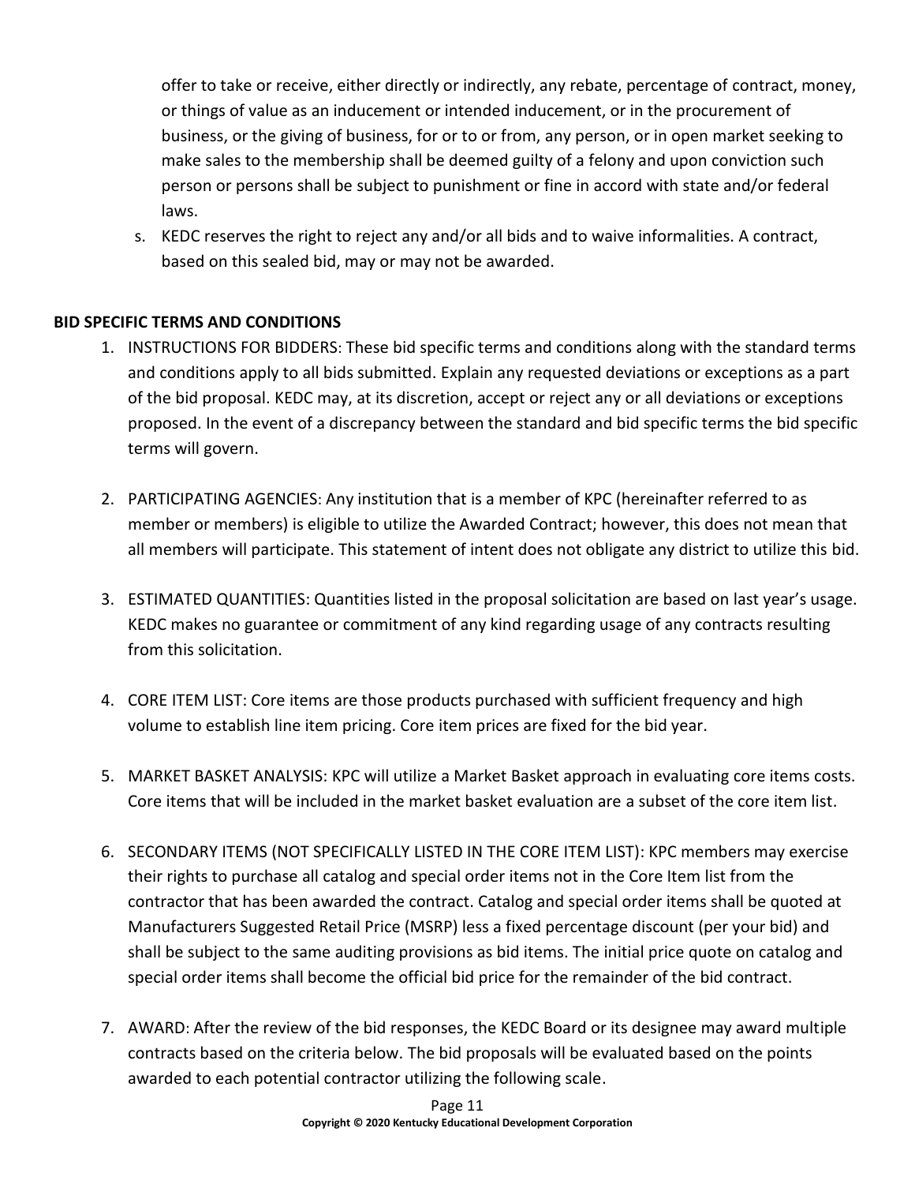offer to take or receive, either directly or indirectly, any rebate, percentage of contract, money, or things of value as an inducement or intended inducement, or in the procurement of business, or the giving of business, for or to or from, any person, or in open market seeking to make sales to the membership shall be deemed guilty of a felony and upon conviction such person or persons shall be subject to punishment or fine in accord with state and/or federal laws.

s. KEDC reserves the right to reject any and/or all bids and to waive informalities. A contract, based on this sealed bid, may or may not be awarded.

**BID SPECIFIC TERMS AND CONDITIONS**

1. INSTRUCTIONS FOR BIDDERS: These bid specific terms and conditions along with the standard terms and conditions apply to all bids submitted. Explain any requested deviations or exceptions as a part of the bid proposal. KEDC may, at its discretion, accept or reject any or all deviations or exceptions proposed. In the event of a discrepancy between the standard and bid specific terms the bid specific terms will govern.

2. PARTICIPATING AGENCIES: Any institution that is a member of KPC (hereinafter referred to as member or members) is eligible to utilize the Awarded Contract; however, this does not mean that all members will participate. This statement of intent does not obligate any district to utilize this bid.

3. ESTIMATED QUANTITIES: Quantities listed in the proposal solicitation are based on last year's usage. KEDC makes no guarantee or commitment of any kind regarding usage of any contracts resulting from this solicitation.

4. CORE ITEM LIST: Core items are those products purchased with sufficient frequency and high volume to establish line item pricing. Core item prices are fixed for the bid year.

5. MARKET BASKET ANALYSIS: KPC will utilize a Market Basket approach in evaluating core items costs. Core items that will be included in the market basket evaluation are a subset of the core item list.

6. SECONDARY ITEMS (NOT SPECIFICALLY LISTED IN THE CORE ITEM LIST): KPC members may exercise their rights to purchase all catalog and special order items not in the Core Item list from the contractor that has been awarded the contract. Catalog and special order items shall be quoted at Manufacturers Suggested Retail Price (MSRP) less a fixed percentage discount (per your bid) and shall be subject to the same auditing provisions as bid items. The initial price quote on catalog and special order items shall become the official bid price for the remainder of the bid contract.

7. AWARD: After the review of the bid responses, the KEDC Board or its designee may award multiple contracts based on the criteria below. The bid proposals will be evaluated based on the points awarded to each potential contractor utilizing the following scale.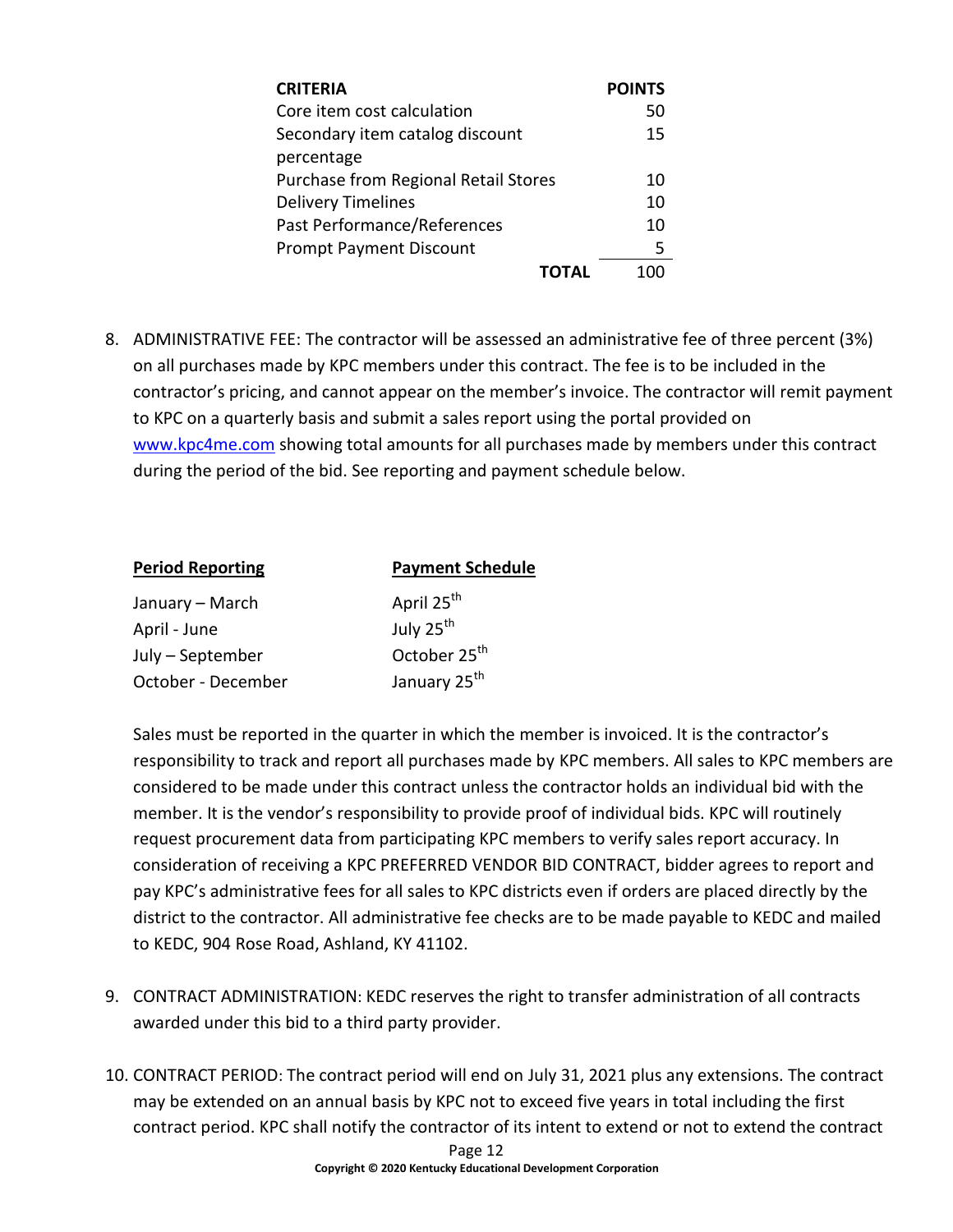| CRITERIA | POINTS |
|---|---|
| Core item cost calculation | 50 |
| Secondary item catalog discount percentage | 15 |
| Purchase from Regional Retail Stores | 10 |
| Delivery Timelines | 10 |
| Past Performance/References | 10 |
| Prompt Payment Discount | 5 |
| **TOTAL** | 100 |

8. ADMINISTRATIVE FEE: The contractor will be assessed an administrative fee of three percent (3%) on all purchases made by KPC members under this contract. The fee is to be included in the contractor's pricing, and cannot appear on the member's invoice. The contractor will remit payment to KPC on a quarterly basis and submit a sales report using the portal provided on [www.kpc4me.com](http://www.kpc4me.com) showing total amounts for all purchases made by members under this contract during the period of the bid. See reporting and payment schedule below.

| Period Reporting | Payment Schedule |
|---|---|
| January – March | April 25th |
| April - June | July 25th |
| July – September | October 25th |
| October - December | January 25th |

Sales must be reported in the quarter in which the member is invoiced. It is the contractor's responsibility to track and report all purchases made by KPC members. All sales to KPC members are considered to be made under this contract unless the contractor holds an individual bid with the member. It is the vendor's responsibility to provide proof of individual bids. KPC will routinely request procurement data from participating KPC members to verify sales report accuracy. In consideration of receiving a KPC PREFERRED VENDOR BID CONTRACT, bidder agrees to report and pay KPC's administrative fees for all sales to KPC districts even if orders are placed directly by the district to the contractor. All administrative fee checks are to be made payable to KEDC and mailed to KEDC, 904 Rose Road, Ashland, KY 41102.

9. CONTRACT ADMINISTRATION: KEDC reserves the right to transfer administration of all contracts awarded under this bid to a third party provider.

10. CONTRACT PERIOD: The contract period will end on July 31, 2021 plus any extensions. The contract may be extended on an annual basis by KPC not to exceed five years in total including the first contract period. KPC shall notify the contractor of its intent to extend or not to extend the contract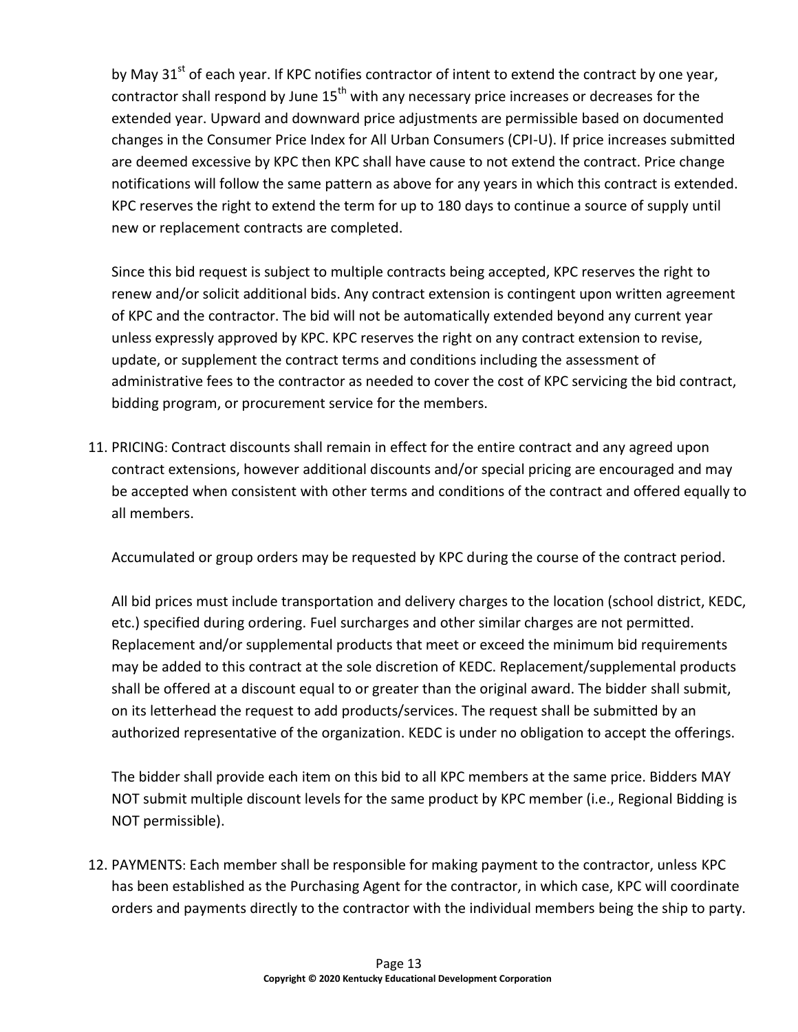by May 31st of each year. If KPC notifies contractor of intent to extend the contract by one year, contractor shall respond by June 15th with any necessary price increases or decreases for the extended year. Upward and downward price adjustments are permissible based on documented changes in the Consumer Price Index for All Urban Consumers (CPI-U). If price increases submitted are deemed excessive by KPC then KPC shall have cause to not extend the contract. Price change notifications will follow the same pattern as above for any years in which this contract is extended. KPC reserves the right to extend the term for up to 180 days to continue a source of supply until new or replacement contracts are completed.

Since this bid request is subject to multiple contracts being accepted, KPC reserves the right to renew and/or solicit additional bids. Any contract extension is contingent upon written agreement of KPC and the contractor. The bid will not be automatically extended beyond any current year unless expressly approved by KPC. KPC reserves the right on any contract extension to revise, update, or supplement the contract terms and conditions including the assessment of administrative fees to the contractor as needed to cover the cost of KPC servicing the bid contract, bidding program, or procurement service for the members.

11. PRICING: Contract discounts shall remain in effect for the entire contract and any agreed upon contract extensions, however additional discounts and/or special pricing are encouraged and may be accepted when consistent with other terms and conditions of the contract and offered equally to all members.

    Accumulated or group orders may be requested by KPC during the course of the contract period.

    All bid prices must include transportation and delivery charges to the location (school district, KEDC, etc.) specified during ordering. Fuel surcharges and other similar charges are not permitted. Replacement and/or supplemental products that meet or exceed the minimum bid requirements may be added to this contract at the sole discretion of KEDC. Replacement/supplemental products shall be offered at a discount equal to or greater than the original award. The bidder shall submit, on its letterhead the request to add products/services. The request shall be submitted by an authorized representative of the organization. KEDC is under no obligation to accept the offerings.

    The bidder shall provide each item on this bid to all KPC members at the same price. Bidders MAY NOT submit multiple discount levels for the same product by KPC member (i.e., Regional Bidding is NOT permissible).

12. PAYMENTS: Each member shall be responsible for making payment to the contractor, unless KPC has been established as the Purchasing Agent for the contractor, in which case, KPC will coordinate orders and payments directly to the contractor with the individual members being the ship to party.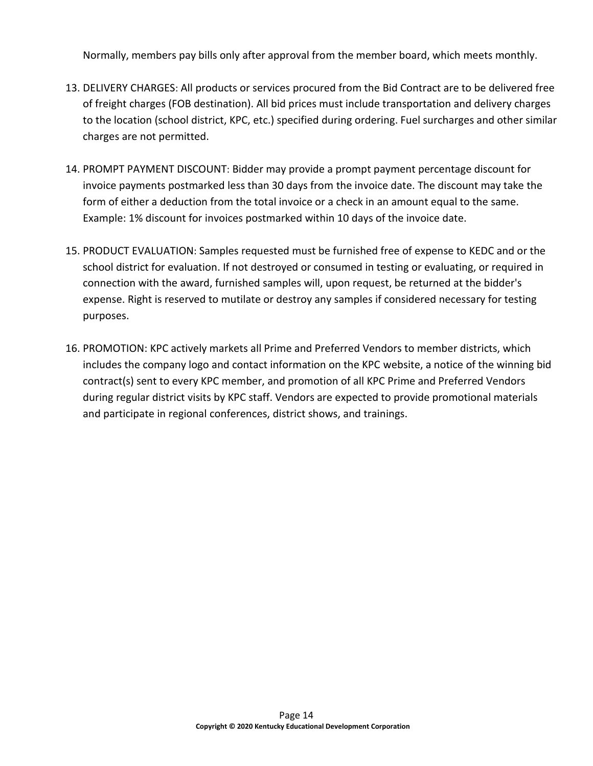Normally, members pay bills only after approval from the member board, which meets monthly.

13. DELIVERY CHARGES: All products or services procured from the Bid Contract are to be delivered free of freight charges (FOB destination). All bid prices must include transportation and delivery charges to the location (school district, KPC, etc.) specified during ordering. Fuel surcharges and other similar charges are not permitted.

14. PROMPT PAYMENT DISCOUNT: Bidder may provide a prompt payment percentage discount for invoice payments postmarked less than 30 days from the invoice date. The discount may take the form of either a deduction from the total invoice or a check in an amount equal to the same. Example: 1% discount for invoices postmarked within 10 days of the invoice date.

15. PRODUCT EVALUATION: Samples requested must be furnished free of expense to KEDC and or the school district for evaluation. If not destroyed or consumed in testing or evaluating, or required in connection with the award, furnished samples will, upon request, be returned at the bidder's expense. Right is reserved to mutilate or destroy any samples if considered necessary for testing purposes.

16. PROMOTION: KPC actively markets all Prime and Preferred Vendors to member districts, which includes the company logo and contact information on the KPC website, a notice of the winning bid contract(s) sent to every KPC member, and promotion of all KPC Prime and Preferred Vendors during regular district visits by KPC staff. Vendors are expected to provide promotional materials and participate in regional conferences, district shows, and trainings.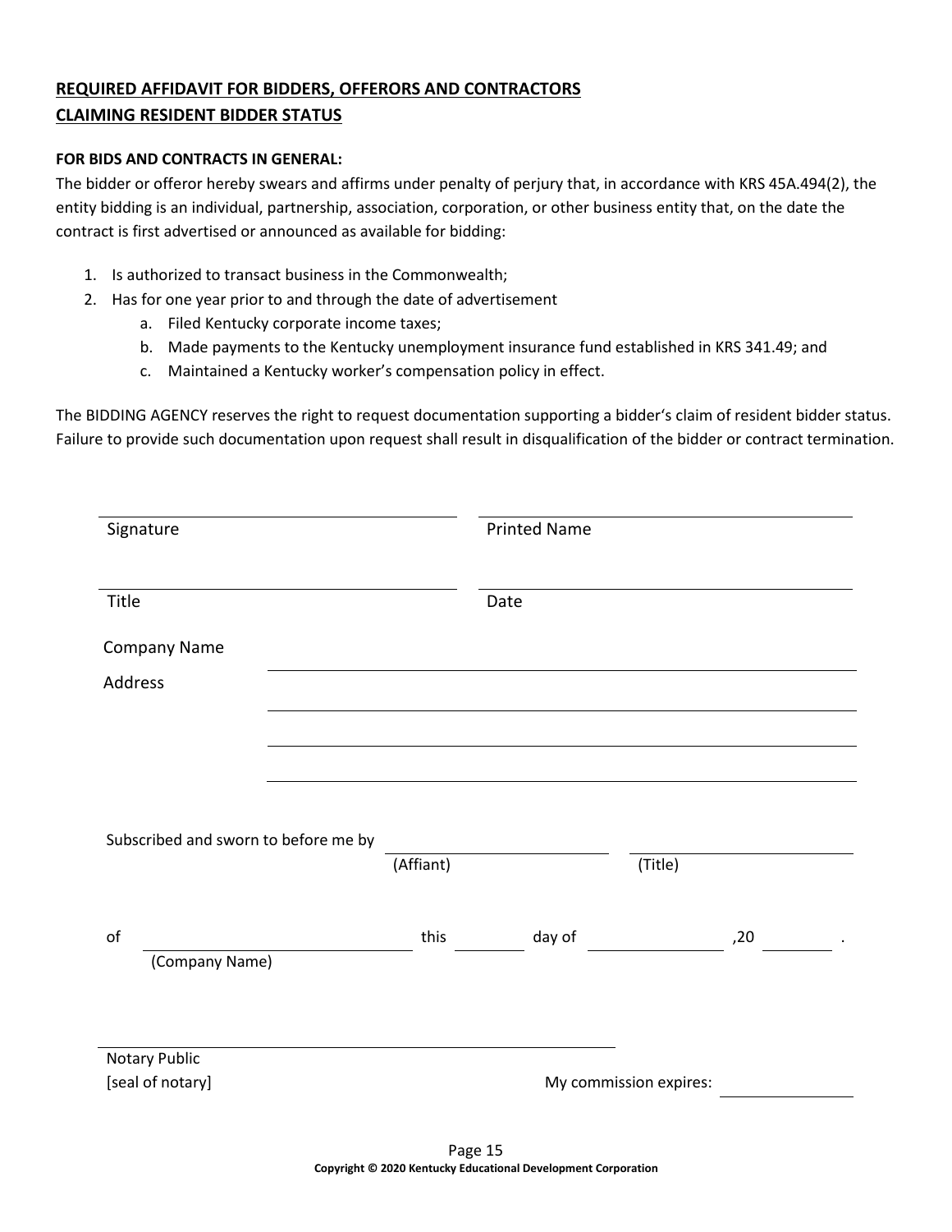**REQUIRED AFFIDAVIT FOR BIDDERS, OFFERORS AND CONTRACTORS CLAIMING RESIDENT BIDDER STATUS**

**FOR BIDS AND CONTRACTS IN GENERAL:**

The bidder or offeror hereby swears and affirms under penalty of perjury that, in accordance with KRS 45A.494(2), the entity bidding is an individual, partnership, association, corporation, or other business entity that, on the date the contract is first advertised or announced as available for bidding:

1. Is authorized to transact business in the Commonwealth;
2. Has for one year prior to and through the date of advertisement
   a. Filed Kentucky corporate income taxes;
   b. Made payments to the Kentucky unemployment insurance fund established in KRS 341.49; and
   c. Maintained a Kentucky worker's compensation policy in effect.

The BIDDING AGENCY reserves the right to request documentation supporting a bidder's claim of resident bidder status. Failure to provide such documentation upon request shall result in disqualification of the bidder or contract termination.

\_\_\_\_\_\_\_\_\_\_\_\_\_\_\_\_\_\_\_\_\_\_\_\_\_\_\_\_ \_\_\_\_\_\_\_\_\_\_\_\_\_\_\_\_\_\_\_\_\_\_\_\_\_\_\_\_
Signature Printed Name

\_\_\_\_\_\_\_\_\_\_\_\_\_\_\_\_\_\_\_\_\_\_\_\_\_\_\_\_ \_\_\_\_\_\_\_\_\_\_\_\_\_\_\_\_\_\_\_\_\_\_\_\_\_\_\_\_
Title Date

Company Name \_\_\_\_\_\_\_\_\_\_\_\_\_\_\_\_\_\_\_\_\_\_\_\_\_\_\_\_\_\_\_\_\_\_\_\_\_\_\_\_

Address \_\_\_\_\_\_\_\_\_\_\_\_\_\_\_\_\_\_\_\_\_\_\_\_\_\_\_\_\_\_\_\_\_\_\_\_\_\_\_\_

\_\_\_\_\_\_\_\_\_\_\_\_\_\_\_\_\_\_\_\_\_\_\_\_\_\_\_\_\_\_\_\_\_\_\_\_\_\_\_\_

\_\_\_\_\_\_\_\_\_\_\_\_\_\_\_\_\_\_\_\_\_\_\_\_\_\_\_\_\_\_\_\_\_\_\_\_\_\_\_\_

Subscribed and sworn to before me by \_\_\_\_\_\_\_\_\_\_\_\_\_\_\_\_\_\_\_\_ \_\_\_\_\_\_\_\_\_\_\_\_\_\_\_\_\_\_\_\_
(Affiant) (Title)

of \_\_\_\_\_\_\_\_\_\_\_\_\_\_\_\_\_\_\_\_ this \_\_\_\_\_\_ day of \_\_\_\_\_\_\_\_\_\_\_\_ ,20 \_\_\_\_\_\_ .
(Company Name)

\_\_\_\_\_\_\_\_\_\_\_\_\_\_\_\_\_\_\_\_\_\_\_\_\_\_\_\_\_\_\_\_\_\_\_\_\_\_\_\_
Notary Public
[seal of notary] My commission expires: \_\_\_\_\_\_\_\_\_\_\_\_\_\_\_\_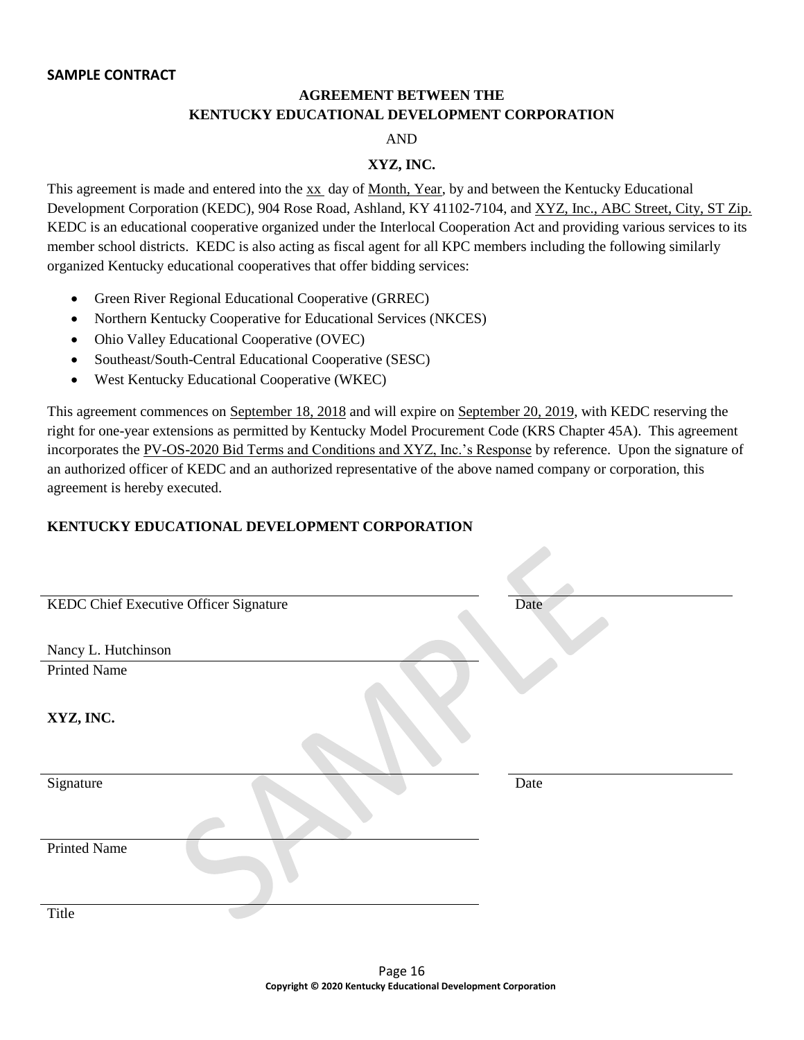**SAMPLE CONTRACT**

**AGREEMENT BETWEEN THE**
**KENTUCKY EDUCATIONAL DEVELOPMENT CORPORATION**

AND

**XYZ, INC.**

This agreement is made and entered into the xx day of Month, Year, by and between the Kentucky Educational Development Corporation (KEDC), 904 Rose Road, Ashland, KY 41102-7104, and XYZ, Inc., ABC Street, City, ST Zip. KEDC is an educational cooperative organized under the Interlocal Cooperation Act and providing various services to its member school districts. KEDC is also acting as fiscal agent for all KPC members including the following similarly organized Kentucky educational cooperatives that offer bidding services:

- Green River Regional Educational Cooperative (GRREC)
- Northern Kentucky Cooperative for Educational Services (NKCES)
- Ohio Valley Educational Cooperative (OVEC)
- Southeast/South-Central Educational Cooperative (SESC)
- West Kentucky Educational Cooperative (WKEC)

This agreement commences on September 18, 2018 and will expire on September 20, 2019, with KEDC reserving the right for one-year extensions as permitted by Kentucky Model Procurement Code (KRS Chapter 45A). This agreement incorporates the PV-OS-2020 Bid Terms and Conditions and XYZ, Inc.'s Response by reference. Upon the signature of an authorized officer of KEDC and an authorized representative of the above named company or corporation, this agreement is hereby executed.

**KENTUCKY EDUCATIONAL DEVELOPMENT CORPORATION**

\_\_\_\_\_\_\_\_\_\_\_\_\_\_\_\_\_\_\_\_\_\_\_\_\_\_\_\_\_\_\_\_\_\_\_\_\_\_\_\_\_\_\_\_\_\_ \_\_\_\_\_\_\_\_\_\_\_\_\_\_\_\_\_\_\_\_\_\_
KEDC Chief Executive Officer Signature Date

Nancy L. Hutchinson
Printed Name

**XYZ, INC.**

\_\_\_\_\_\_\_\_\_\_\_\_\_\_\_\_\_\_\_\_\_\_\_\_\_\_\_\_\_\_\_\_\_\_\_\_\_\_\_\_\_\_\_\_\_\_ \_\_\_\_\_\_\_\_\_\_\_\_\_\_\_\_\_\_\_\_\_\_
Signature Date

\_\_\_\_\_\_\_\_\_\_\_\_\_\_\_\_\_\_\_\_\_\_\_\_\_\_\_\_\_\_\_\_\_\_\_\_\_\_\_\_\_\_\_\_\_\_
Printed Name

\_\_\_\_\_\_\_\_\_\_\_\_\_\_\_\_\_\_\_\_\_\_\_\_\_\_\_\_\_\_\_\_\_\_\_\_\_\_\_\_\_\_\_\_\_\_
Title

Copyright © 2020 Kentucky Educational Development Corporation